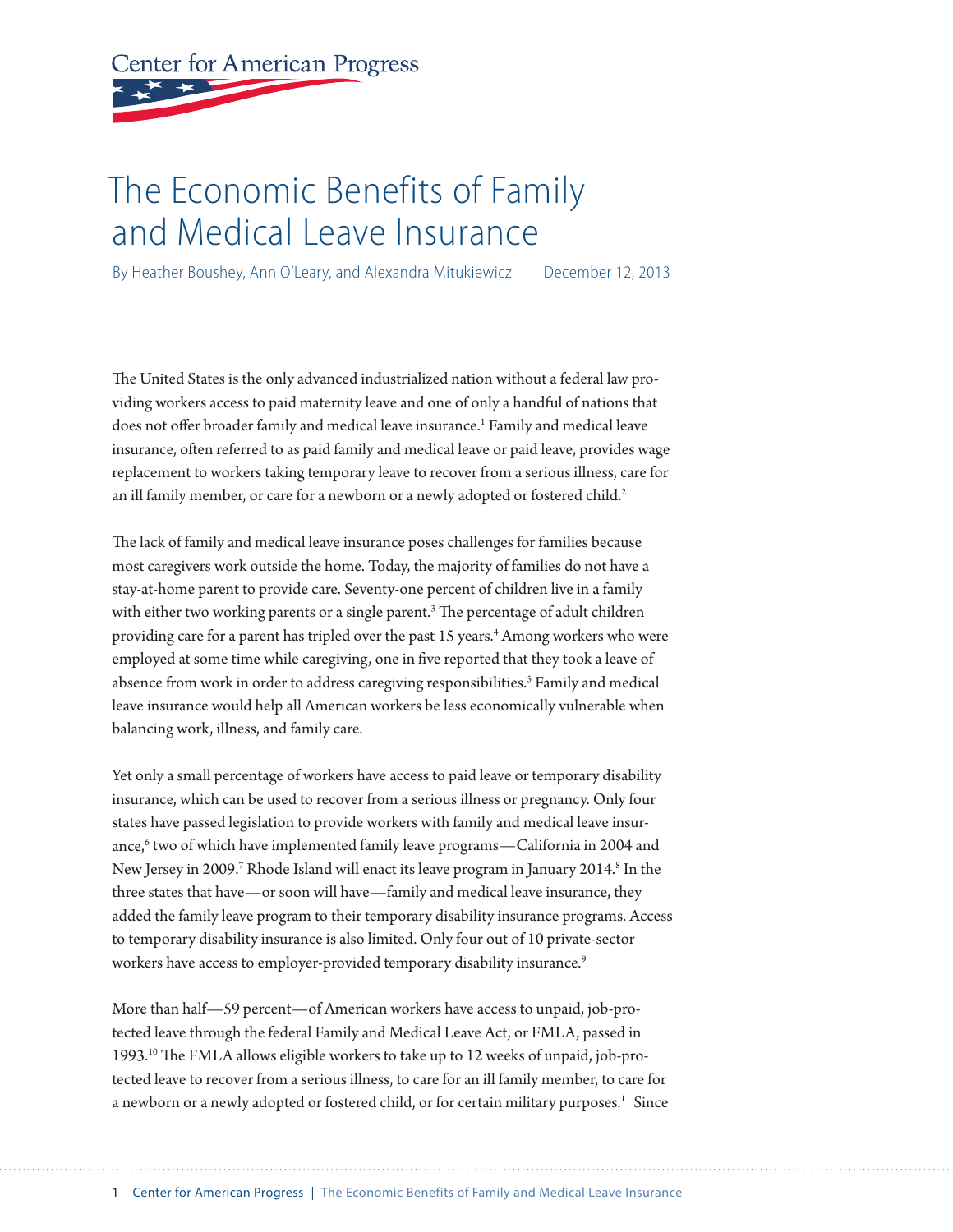Center for American Progress

# The Economic Benefits of Family and Medical Leave Insurance

By Heather Boushey, Ann O'Leary, and Alexandra Mitukiewicz December 12, 2013

The United States is the only advanced industrialized nation without a federal law providing workers access to paid maternity leave and one of only a handful of nations that does not offer broader family and medical leave insurance.[1] Family and medical leave insurance, often referred to as paid family and medical leave or paid leave, provides wage replacement to workers taking temporary leave to recover from a serious illness, care for an ill family member, or care for a newborn or a newly adopted or fostered child.[2]

The lack of family and medical leave insurance poses challenges for families because most caregivers work outside the home. Today, the majority of families do not have a stay-at-home parent to provide care. Seventy-one percent of children live in a family with either two working parents or a single parent.[3] The percentage of adult children providing care for a parent has tripled over the past 15 years.[4] Among workers who were employed at some time while caregiving, one in five reported that they took a leave of absence from work in order to address caregiving responsibilities.[5] Family and medical leave insurance would help all American workers be less economically vulnerable when balancing work, illness, and family care.

Yet only a small percentage of workers have access to paid leave or temporary disability insurance, which can be used to recover from a serious illness or pregnancy. Only four states have passed legislation to provide workers with family and medical leave insurance,[6] two of which have implemented family leave programs—California in 2004 and New Jersey in 2009.[7] Rhode Island will enact its leave program in January 2014.[8] In the three states that have—or soon will have—family and medical leave insurance, they added the family leave program to their temporary disability insurance programs. Access to temporary disability insurance is also limited. Only four out of 10 private-sector workers have access to employer-provided temporary disability insurance.[9]

More than half—59 percent—of American workers have access to unpaid, job-protected leave through the federal Family and Medical Leave Act, or FMLA, passed in 1993.[10] The FMLA allows eligible workers to take up to 12 weeks of unpaid, job-protected leave to recover from a serious illness, to care for an ill family member, to care for a newborn or a newly adopted or fostered child, or for certain military purposes.[11] Since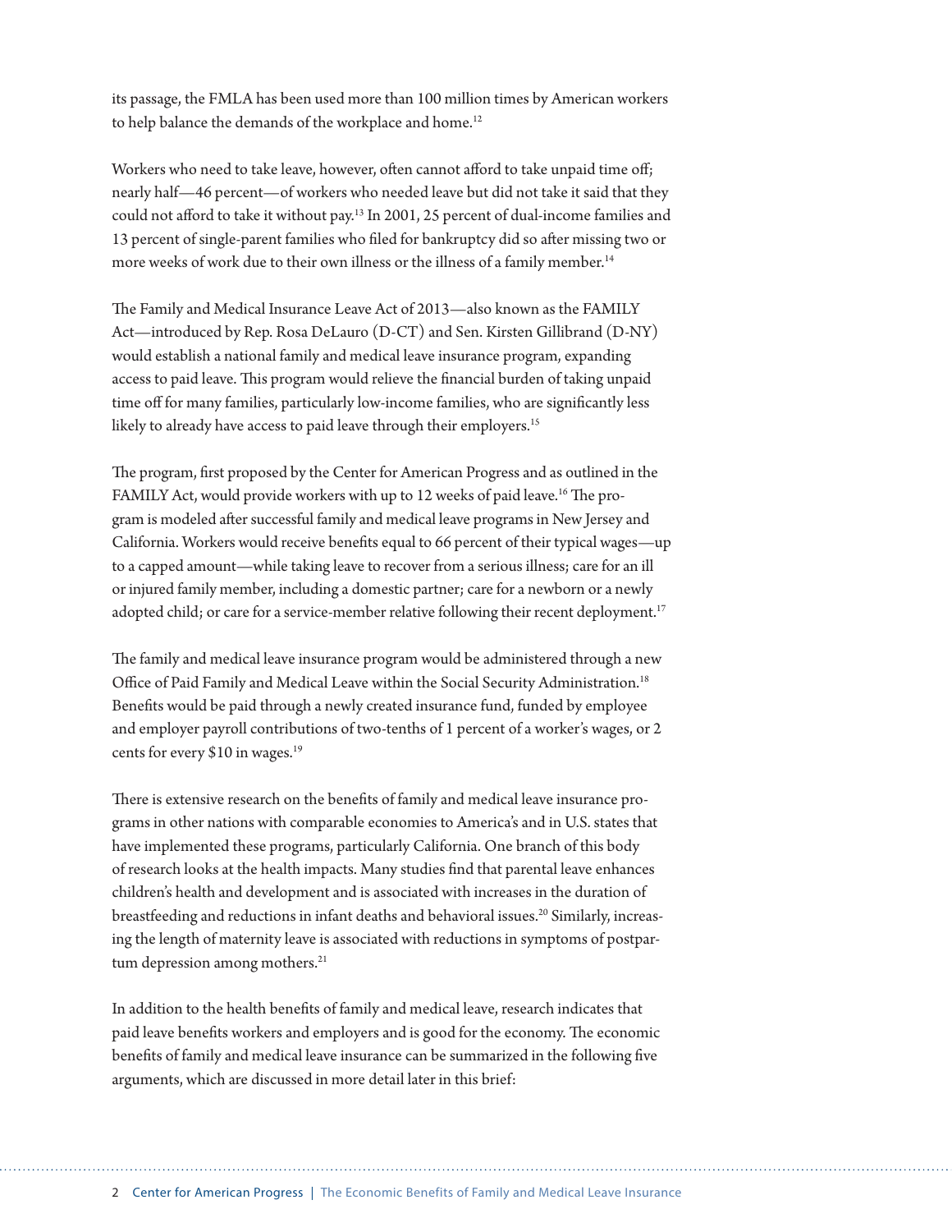its passage, the FMLA has been used more than 100 million times by American workers to help balance the demands of the workplace and home.[12]

Workers who need to take leave, however, often cannot afford to take unpaid time off; nearly half—46 percent—of workers who needed leave but did not take it said that they could not afford to take it without pay.[13] In 2001, 25 percent of dual-income families and 13 percent of single-parent families who filed for bankruptcy did so after missing two or more weeks of work due to their own illness or the illness of a family member.[14]

The Family and Medical Insurance Leave Act of 2013—also known as the FAMILY Act—introduced by Rep. Rosa DeLauro (D-CT) and Sen. Kirsten Gillibrand (D-NY) would establish a national family and medical leave insurance program, expanding access to paid leave. This program would relieve the financial burden of taking unpaid time off for many families, particularly low-income families, who are significantly less likely to already have access to paid leave through their employers.[15]

The program, first proposed by the Center for American Progress and as outlined in the FAMILY Act, would provide workers with up to 12 weeks of paid leave.[16] The program is modeled after successful family and medical leave programs in New Jersey and California. Workers would receive benefits equal to 66 percent of their typical wages—up to a capped amount—while taking leave to recover from a serious illness; care for an ill or injured family member, including a domestic partner; care for a newborn or a newly adopted child; or care for a service-member relative following their recent deployment.[17]

The family and medical leave insurance program would be administered through a new Office of Paid Family and Medical Leave within the Social Security Administration.[18] Benefits would be paid through a newly created insurance fund, funded by employee and employer payroll contributions of two-tenths of 1 percent of a worker's wages, or 2 cents for every $10 in wages.[19]

There is extensive research on the benefits of family and medical leave insurance programs in other nations with comparable economies to America's and in U.S. states that have implemented these programs, particularly California. One branch of this body of research looks at the health impacts. Many studies find that parental leave enhances children's health and development and is associated with increases in the duration of breastfeeding and reductions in infant deaths and behavioral issues.[20] Similarly, increasing the length of maternity leave is associated with reductions in symptoms of postpartum depression among mothers.[21]

In addition to the health benefits of family and medical leave, research indicates that paid leave benefits workers and employers and is good for the economy. The economic benefits of family and medical leave insurance can be summarized in the following five arguments, which are discussed in more detail later in this brief: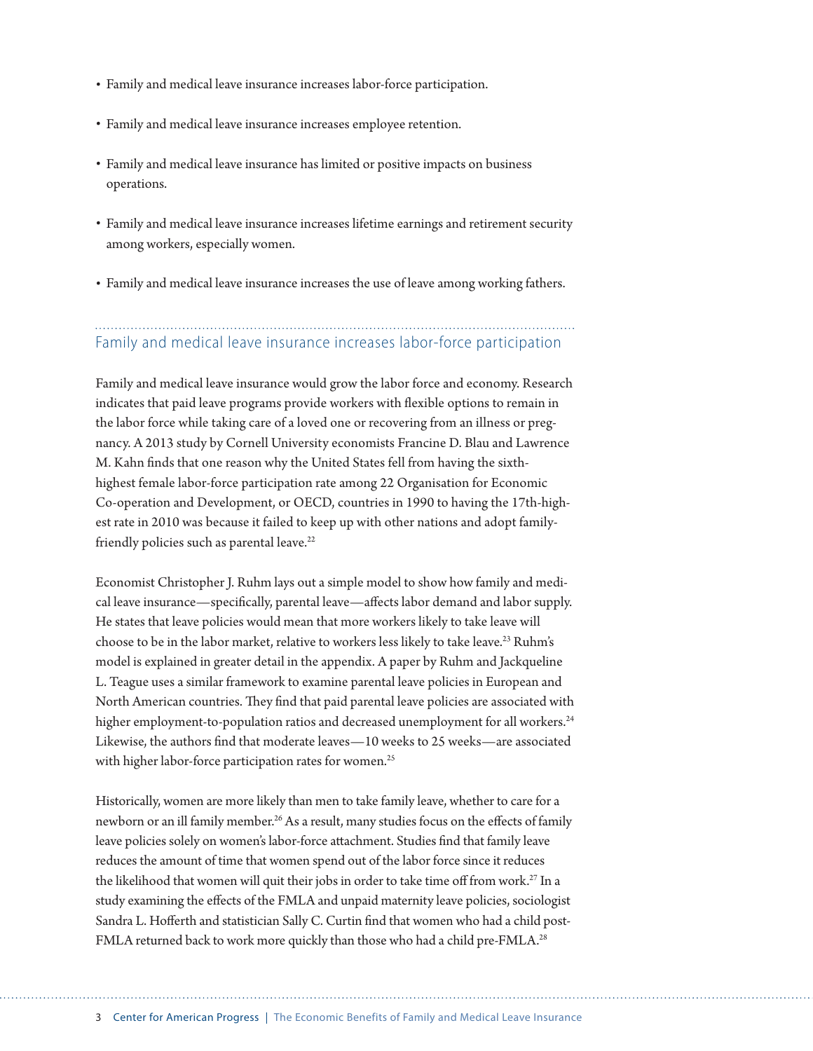- Family and medical leave insurance increases labor-force participation.
- Family and medical leave insurance increases employee retention.
- Family and medical leave insurance has limited or positive impacts on business operations.
- Family and medical leave insurance increases lifetime earnings and retirement security among workers, especially women.
- Family and medical leave insurance increases the use of leave among working fathers.

## Family and medical leave insurance increases labor-force participation

Family and medical leave insurance would grow the labor force and economy. Research indicates that paid leave programs provide workers with flexible options to remain in the labor force while taking care of a loved one or recovering from an illness or pregnancy. A 2013 study by Cornell University economists Francine D. Blau and Lawrence M. Kahn finds that one reason why the United States fell from having the sixth-highest female labor-force participation rate among 22 Organisation for Economic Co-operation and Development, or OECD, countries in 1990 to having the 17th-highest rate in 2010 was because it failed to keep up with other nations and adopt family-friendly policies such as parental leave.[22]

Economist Christopher J. Ruhm lays out a simple model to show how family and medical leave insurance—specifically, parental leave—affects labor demand and labor supply. He states that leave policies would mean that more workers likely to take leave will choose to be in the labor market, relative to workers less likely to take leave.[23] Ruhm's model is explained in greater detail in the appendix. A paper by Ruhm and Jackqueline L. Teague uses a similar framework to examine parental leave policies in European and North American countries. They find that paid parental leave policies are associated with higher employment-to-population ratios and decreased unemployment for all workers.[24] Likewise, the authors find that moderate leaves—10 weeks to 25 weeks—are associated with higher labor-force participation rates for women.[25]

Historically, women are more likely than men to take family leave, whether to care for a newborn or an ill family member.[26] As a result, many studies focus on the effects of family leave policies solely on women's labor-force attachment. Studies find that family leave reduces the amount of time that women spend out of the labor force since it reduces the likelihood that women will quit their jobs in order to take time off from work.[27] In a study examining the effects of the FMLA and unpaid maternity leave policies, sociologist Sandra L. Hofferth and statistician Sally C. Curtin find that women who had a child post-FMLA returned back to work more quickly than those who had a child pre-FMLA.[28]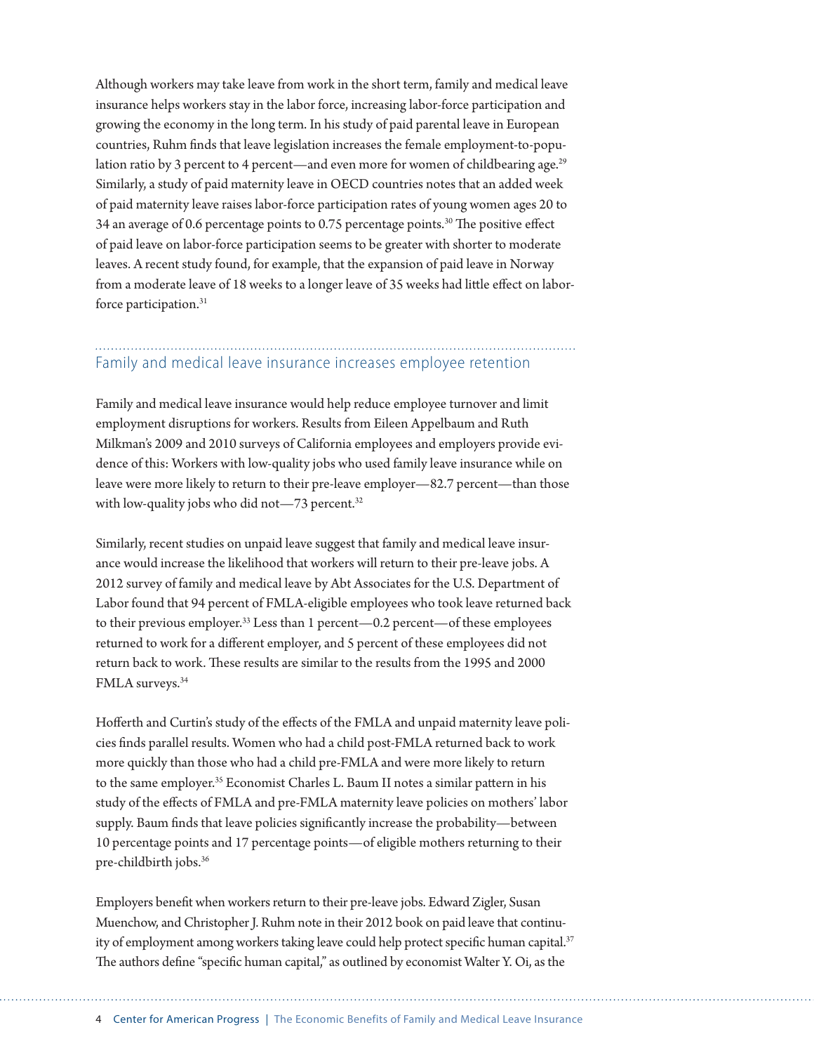Although workers may take leave from work in the short term, family and medical leave insurance helps workers stay in the labor force, increasing labor-force participation and growing the economy in the long term. In his study of paid parental leave in European countries, Ruhm finds that leave legislation increases the female employment-to-population ratio by 3 percent to 4 percent—and even more for women of childbearing age.[29] Similarly, a study of paid maternity leave in OECD countries notes that an added week of paid maternity leave raises labor-force participation rates of young women ages 20 to 34 an average of 0.6 percentage points to 0.75 percentage points.[30] The positive effect of paid leave on labor-force participation seems to be greater with shorter to moderate leaves. A recent study found, for example, that the expansion of paid leave in Norway from a moderate leave of 18 weeks to a longer leave of 35 weeks had little effect on labor-force participation.[31]

## Family and medical leave insurance increases employee retention

Family and medical leave insurance would help reduce employee turnover and limit employment disruptions for workers. Results from Eileen Appelbaum and Ruth Milkman's 2009 and 2010 surveys of California employees and employers provide evidence of this: Workers with low-quality jobs who used family leave insurance while on leave were more likely to return to their pre-leave employer—82.7 percent—than those with low-quality jobs who did not—73 percent.[32]

Similarly, recent studies on unpaid leave suggest that family and medical leave insurance would increase the likelihood that workers will return to their pre-leave jobs. A 2012 survey of family and medical leave by Abt Associates for the U.S. Department of Labor found that 94 percent of FMLA-eligible employees who took leave returned back to their previous employer.[33] Less than 1 percent—0.2 percent—of these employees returned to work for a different employer, and 5 percent of these employees did not return back to work. These results are similar to the results from the 1995 and 2000 FMLA surveys.[34]

Hofferth and Curtin's study of the effects of the FMLA and unpaid maternity leave policies finds parallel results. Women who had a child post-FMLA returned back to work more quickly than those who had a child pre-FMLA and were more likely to return to the same employer.[35] Economist Charles L. Baum II notes a similar pattern in his study of the effects of FMLA and pre-FMLA maternity leave policies on mothers' labor supply. Baum finds that leave policies significantly increase the probability—between 10 percentage points and 17 percentage points—of eligible mothers returning to their pre-childbirth jobs.[36]

Employers benefit when workers return to their pre-leave jobs. Edward Zigler, Susan Muenchow, and Christopher J. Ruhm note in their 2012 book on paid leave that continuity of employment among workers taking leave could help protect specific human capital.[37] The authors define "specific human capital," as outlined by economist Walter Y. Oi, as the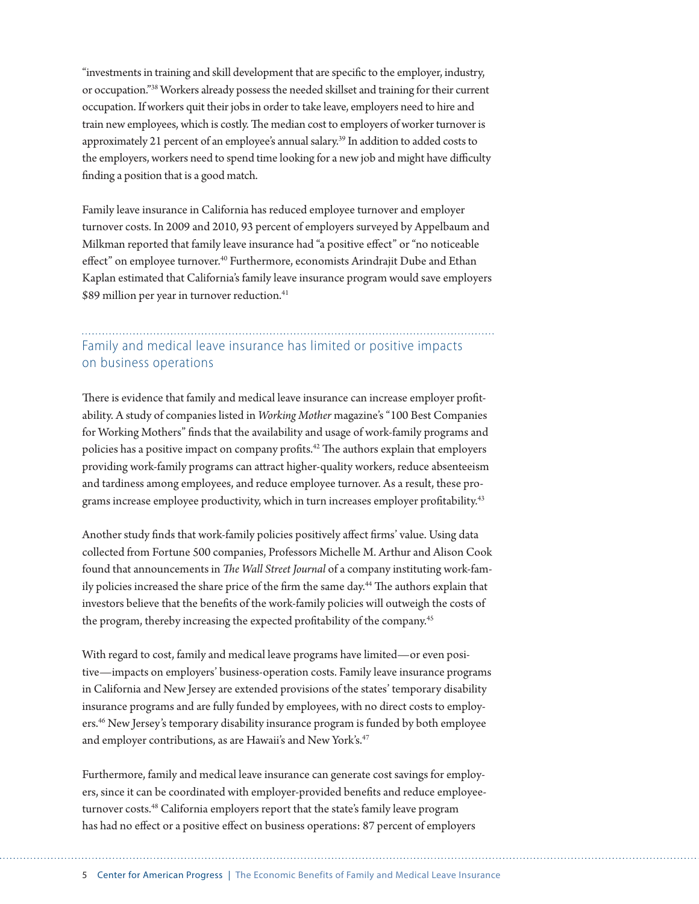"investments in training and skill development that are specific to the employer, industry, or occupation."[38] Workers already possess the needed skillset and training for their current occupation. If workers quit their jobs in order to take leave, employers need to hire and train new employees, which is costly. The median cost to employers of worker turnover is approximately 21 percent of an employee's annual salary.[39] In addition to added costs to the employers, workers need to spend time looking for a new job and might have difficulty finding a position that is a good match.

Family leave insurance in California has reduced employee turnover and employer turnover costs. In 2009 and 2010, 93 percent of employers surveyed by Appelbaum and Milkman reported that family leave insurance had "a positive effect" or "no noticeable effect" on employee turnover.[40] Furthermore, economists Arindrajit Dube and Ethan Kaplan estimated that California's family leave insurance program would save employers $89 million per year in turnover reduction.[41]

## Family and medical leave insurance has limited or positive impacts on business operations

There is evidence that family and medical leave insurance can increase employer profitability. A study of companies listed in *Working Mother* magazine's "100 Best Companies for Working Mothers" finds that the availability and usage of work-family programs and policies has a positive impact on company profits.[42] The authors explain that employers providing work-family programs can attract higher-quality workers, reduce absenteeism and tardiness among employees, and reduce employee turnover. As a result, these programs increase employee productivity, which in turn increases employer profitability.[43]

Another study finds that work-family policies positively affect firms' value. Using data collected from Fortune 500 companies, Professors Michelle M. Arthur and Alison Cook found that announcements in *The Wall Street Journal* of a company instituting work-family policies increased the share price of the firm the same day.[44] The authors explain that investors believe that the benefits of the work-family policies will outweigh the costs of the program, thereby increasing the expected profitability of the company.[45]

With regard to cost, family and medical leave programs have limited—or even positive—impacts on employers' business-operation costs. Family leave insurance programs in California and New Jersey are extended provisions of the states' temporary disability insurance programs and are fully funded by employees, with no direct costs to employers.[46] New Jersey's temporary disability insurance program is funded by both employee and employer contributions, as are Hawaii's and New York's.[47]

Furthermore, family and medical leave insurance can generate cost savings for employers, since it can be coordinated with employer-provided benefits and reduce employee-turnover costs.[48] California employers report that the state's family leave program has had no effect or a positive effect on business operations: 87 percent of employers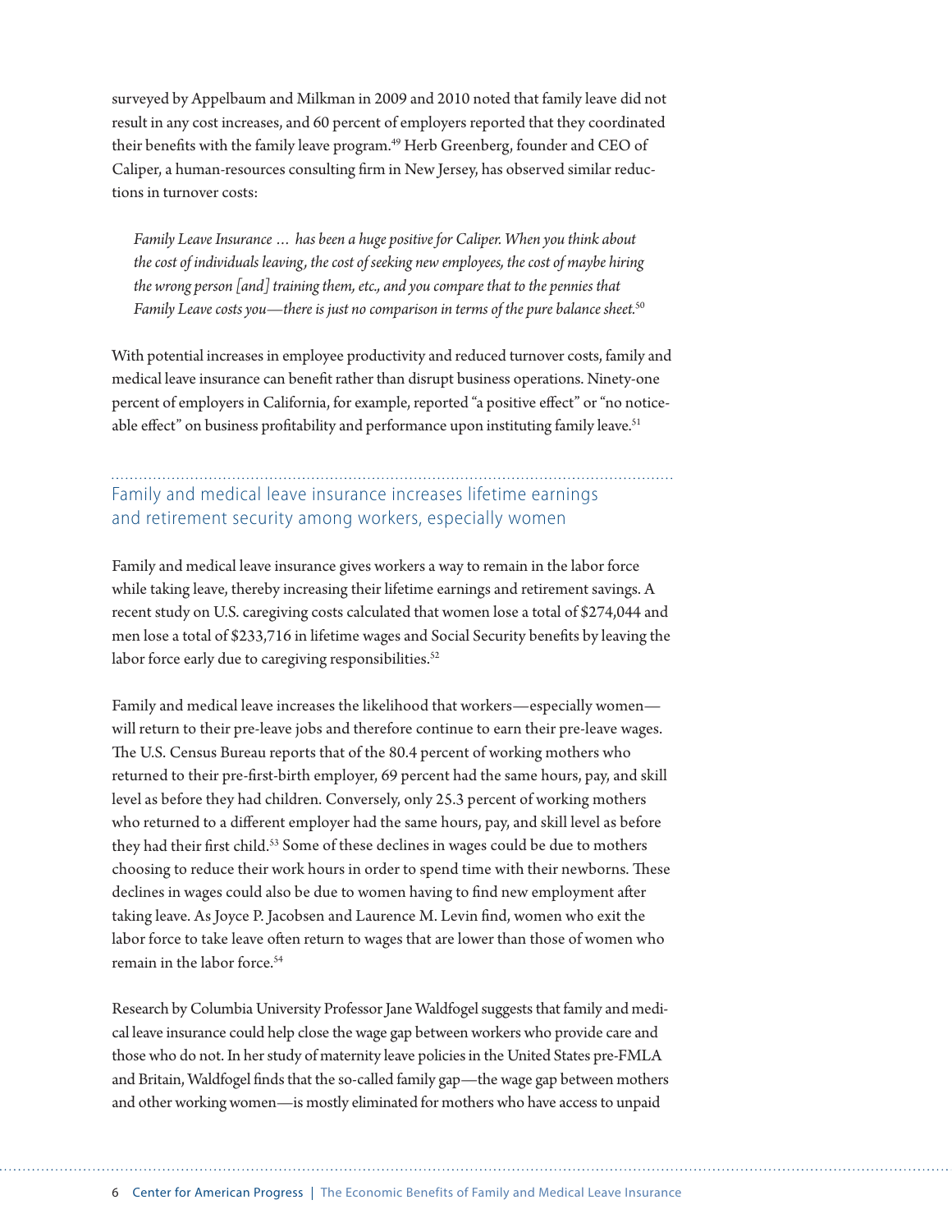surveyed by Appelbaum and Milkman in 2009 and 2010 noted that family leave did not result in any cost increases, and 60 percent of employers reported that they coordinated their benefits with the family leave program.[49] Herb Greenberg, founder and CEO of Caliper, a human-resources consulting firm in New Jersey, has observed similar reductions in turnover costs:

> *Family Leave Insurance … has been a huge positive for Caliper. When you think about the cost of individuals leaving, the cost of seeking new employees, the cost of maybe hiring the wrong person [and] training them, etc., and you compare that to the pennies that Family Leave costs you—there is just no comparison in terms of the pure balance sheet.*[50]

With potential increases in employee productivity and reduced turnover costs, family and medical leave insurance can benefit rather than disrupt business operations. Ninety-one percent of employers in California, for example, reported "a positive effect" or "no noticeable effect" on business profitability and performance upon instituting family leave.[51]

## Family and medical leave insurance increases lifetime earnings and retirement security among workers, especially women

Family and medical leave insurance gives workers a way to remain in the labor force while taking leave, thereby increasing their lifetime earnings and retirement savings. A recent study on U.S. caregiving costs calculated that women lose a total of $274,044 and men lose a total of $233,716 in lifetime wages and Social Security benefits by leaving the labor force early due to caregiving responsibilities.[52]

Family and medical leave increases the likelihood that workers—especially women—will return to their pre-leave jobs and therefore continue to earn their pre-leave wages. The U.S. Census Bureau reports that of the 80.4 percent of working mothers who returned to their pre-first-birth employer, 69 percent had the same hours, pay, and skill level as before they had children. Conversely, only 25.3 percent of working mothers who returned to a different employer had the same hours, pay, and skill level as before they had their first child.[53] Some of these declines in wages could be due to mothers choosing to reduce their work hours in order to spend time with their newborns. These declines in wages could also be due to women having to find new employment after taking leave. As Joyce P. Jacobsen and Laurence M. Levin find, women who exit the labor force to take leave often return to wages that are lower than those of women who remain in the labor force.[54]

Research by Columbia University Professor Jane Waldfogel suggests that family and medical leave insurance could help close the wage gap between workers who provide care and those who do not. In her study of maternity leave policies in the United States pre-FMLA and Britain, Waldfogel finds that the so-called family gap—the wage gap between mothers and other working women—is mostly eliminated for mothers who have access to unpaid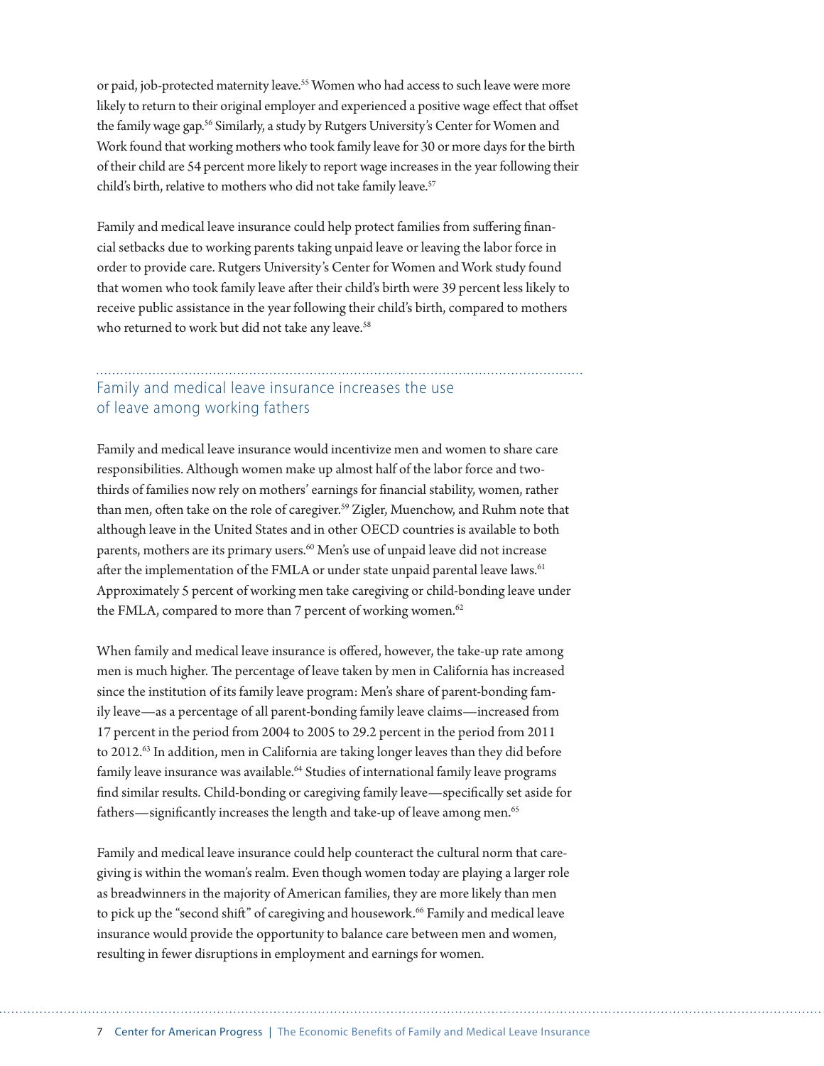or paid, job-protected maternity leave.[55] Women who had access to such leave were more likely to return to their original employer and experienced a positive wage effect that offset the family wage gap.[56] Similarly, a study by Rutgers University's Center for Women and Work found that working mothers who took family leave for 30 or more days for the birth of their child are 54 percent more likely to report wage increases in the year following their child's birth, relative to mothers who did not take family leave.[57]

Family and medical leave insurance could help protect families from suffering financial setbacks due to working parents taking unpaid leave or leaving the labor force in order to provide care. Rutgers University's Center for Women and Work study found that women who took family leave after their child's birth were 39 percent less likely to receive public assistance in the year following their child's birth, compared to mothers who returned to work but did not take any leave.[58]

## Family and medical leave insurance increases the use of leave among working fathers

Family and medical leave insurance would incentivize men and women to share care responsibilities. Although women make up almost half of the labor force and two-thirds of families now rely on mothers' earnings for financial stability, women, rather than men, often take on the role of caregiver.[59] Zigler, Muenchow, and Ruhm note that although leave in the United States and in other OECD countries is available to both parents, mothers are its primary users.[60] Men's use of unpaid leave did not increase after the implementation of the FMLA or under state unpaid parental leave laws.[61] Approximately 5 percent of working men take caregiving or child-bonding leave under the FMLA, compared to more than 7 percent of working women.[62]

When family and medical leave insurance is offered, however, the take-up rate among men is much higher. The percentage of leave taken by men in California has increased since the institution of its family leave program: Men's share of parent-bonding family leave—as a percentage of all parent-bonding family leave claims—increased from 17 percent in the period from 2004 to 2005 to 29.2 percent in the period from 2011 to 2012.[63] In addition, men in California are taking longer leaves than they did before family leave insurance was available.[64] Studies of international family leave programs find similar results. Child-bonding or caregiving family leave—specifically set aside for fathers—significantly increases the length and take-up of leave among men.[65]

Family and medical leave insurance could help counteract the cultural norm that caregiving is within the woman's realm. Even though women today are playing a larger role as breadwinners in the majority of American families, they are more likely than men to pick up the "second shift" of caregiving and housework.[66] Family and medical leave insurance would provide the opportunity to balance care between men and women, resulting in fewer disruptions in employment and earnings for women.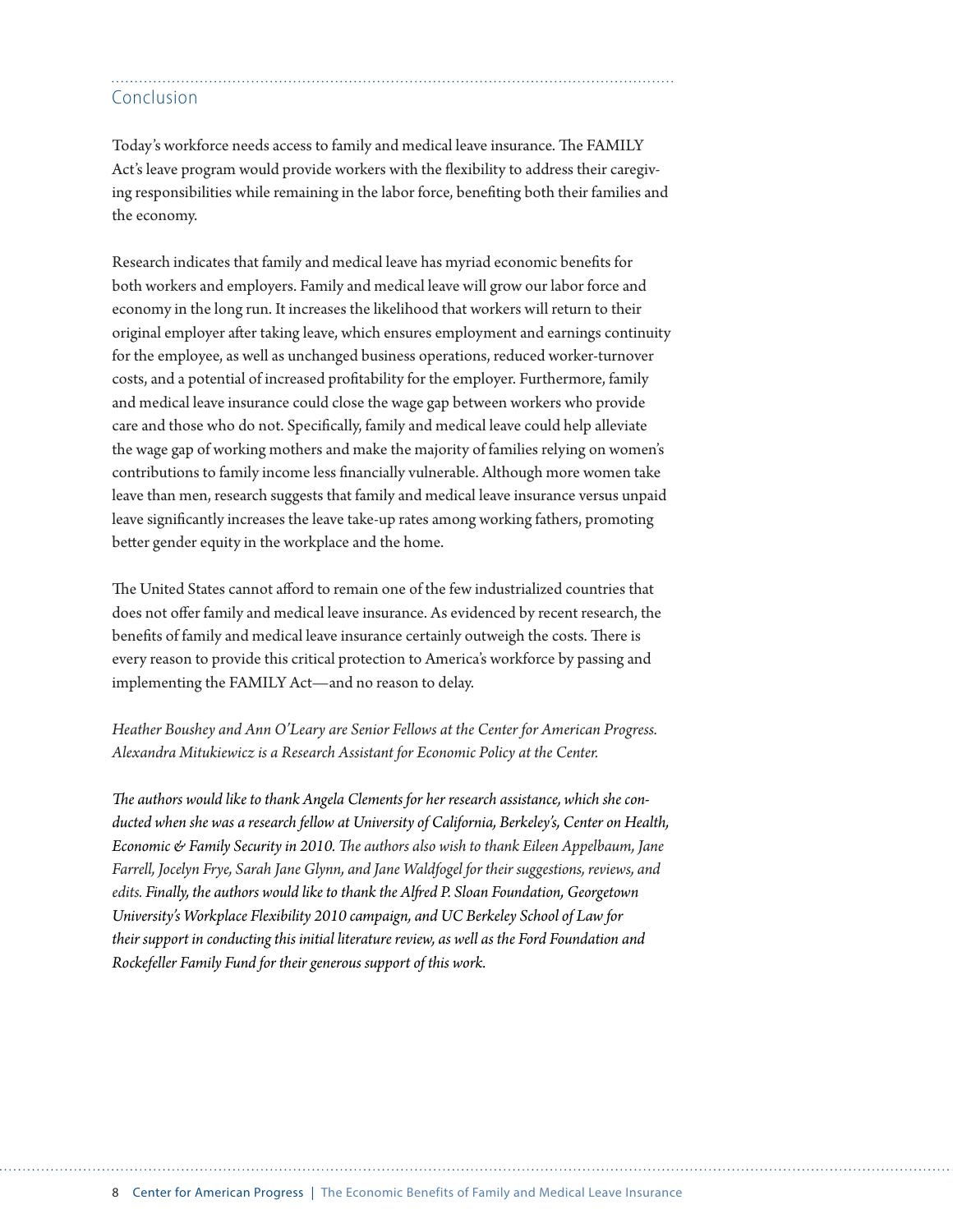## Conclusion

Today's workforce needs access to family and medical leave insurance. The FAMILY Act's leave program would provide workers with the flexibility to address their caregiving responsibilities while remaining in the labor force, benefiting both their families and the economy.

Research indicates that family and medical leave has myriad economic benefits for both workers and employers. Family and medical leave will grow our labor force and economy in the long run. It increases the likelihood that workers will return to their original employer after taking leave, which ensures employment and earnings continuity for the employee, as well as unchanged business operations, reduced worker-turnover costs, and a potential of increased profitability for the employer. Furthermore, family and medical leave insurance could close the wage gap between workers who provide care and those who do not. Specifically, family and medical leave could help alleviate the wage gap of working mothers and make the majority of families relying on women's contributions to family income less financially vulnerable. Although more women take leave than men, research suggests that family and medical leave insurance versus unpaid leave significantly increases the leave take-up rates among working fathers, promoting better gender equity in the workplace and the home.

The United States cannot afford to remain one of the few industrialized countries that does not offer family and medical leave insurance. As evidenced by recent research, the benefits of family and medical leave insurance certainly outweigh the costs. There is every reason to provide this critical protection to America's workforce by passing and implementing the FAMILY Act—and no reason to delay.

*Heather Boushey and Ann O'Leary are Senior Fellows at the Center for American Progress. Alexandra Mitukiewicz is a Research Assistant for Economic Policy at the Center.*

*The authors would like to thank Angela Clements for her research assistance, which she conducted when she was a research fellow at University of California, Berkeley's, Center on Health, Economic & Family Security in 2010. The authors also wish to thank Eileen Appelbaum, Jane Farrell, Jocelyn Frye, Sarah Jane Glynn, and Jane Waldfogel for their suggestions, reviews, and edits. Finally, the authors would like to thank the Alfred P. Sloan Foundation, Georgetown University's Workplace Flexibility 2010 campaign, and UC Berkeley School of Law for their support in conducting this initial literature review, as well as the Ford Foundation and Rockefeller Family Fund for their generous support of this work.*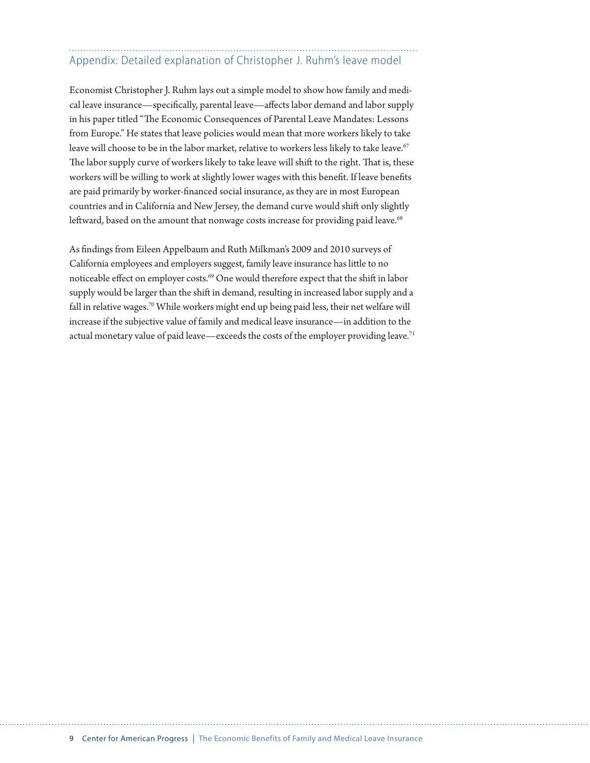## Appendix: Detailed explanation of Christopher J. Ruhm's leave model

Economist Christopher J. Ruhm lays out a simple model to show how family and medical leave insurance—specifically, parental leave—affects labor demand and labor supply in his paper titled "The Economic Consequences of Parental Leave Mandates: Lessons from Europe." He states that leave policies would mean that more workers likely to take leave will choose to be in the labor market, relative to workers less likely to take leave.[67] The labor supply curve of workers likely to take leave will shift to the right. That is, these workers will be willing to work at slightly lower wages with this benefit. If leave benefits are paid primarily by worker-financed social insurance, as they are in most European countries and in California and New Jersey, the demand curve would shift only slightly leftward, based on the amount that nonwage costs increase for providing paid leave.[68]

As findings from Eileen Appelbaum and Ruth Milkman's 2009 and 2010 surveys of California employees and employers suggest, family leave insurance has little to no noticeable effect on employer costs.[69] One would therefore expect that the shift in labor supply would be larger than the shift in demand, resulting in increased labor supply and a fall in relative wages.[70] While workers might end up being paid less, their net welfare will increase if the subjective value of family and medical leave insurance—in addition to the actual monetary value of paid leave—exceeds the costs of the employer providing leave.[71]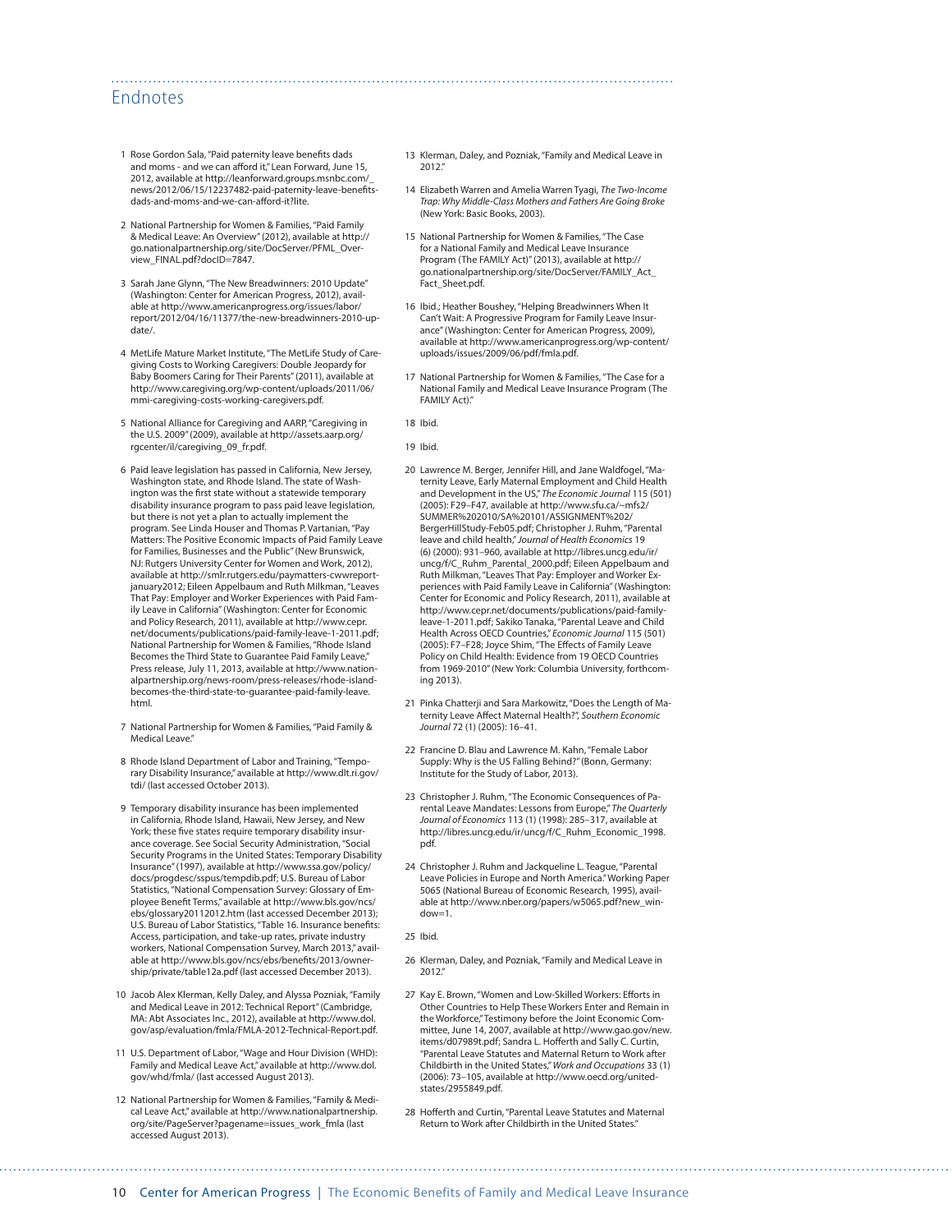## Endnotes

1. Rose Gordon Sala, "Paid paternity leave benefits dads and moms - and we can afford it," Lean Forward, June 15, 2012, available at http://leanforward.groups.msnbc.com/_news/2012/06/15/12237482-paid-paternity-leave-benefits-dads-and-moms-and-we-can-afford-it?lite.

2. National Partnership for Women & Families, "Paid Family & Medical Leave: An Overview" (2012), available at http://go.nationalpartnership.org/site/DocServer/PFML_Overview_FINAL.pdf?docID=7847.

3. Sarah Jane Glynn, "The New Breadwinners: 2010 Update" (Washington: Center for American Progress, 2012), available at http://www.americanprogress.org/issues/labor/report/2012/04/16/11377/the-new-breadwinners-2010-update/.

4. MetLife Mature Market Institute, "The MetLife Study of Caregiving Costs to Working Caregivers: Double Jeopardy for Baby Boomers Caring for Their Parents" (2011), available at http://www.caregiving.org/wp-content/uploads/2011/06/mmi-caregiving-costs-working-caregivers.pdf.

5. National Alliance for Caregiving and AARP, "Caregiving in the U.S. 2009" (2009), available at http://assets.aarp.org/rgcenter/il/caregiving_09_fr.pdf.

6. Paid leave legislation has passed in California, New Jersey, Washington state, and Rhode Island. The state of Washington was the first state without a statewide temporary disability insurance program to pass paid leave legislation, but there is not yet a plan to actually implement the program. See Linda Houser and Thomas P. Vartanian, "Pay Matters: The Positive Economic Impacts of Paid Family Leave for Families, Businesses and the Public" (New Brunswick, NJ: Rutgers University Center for Women and Work, 2012), available at http://smlr.rutgers.edu/paymatters-cwwreport-january2012; Eileen Appelbaum and Ruth Milkman, "Leaves That Pay: Employer and Worker Experiences with Paid Family Leave in California" (Washington: Center for Economic and Policy Research, 2011), available at http://www.cepr.net/documents/publications/paid-family-leave-1-2011.pdf; National Partnership for Women & Families, "Rhode Island Becomes the Third State to Guarantee Paid Family Leave," Press release, July 11, 2013, available at http://www.nationalpartnership.org/news-room/press-releases/rhode-island-becomes-the-third-state-to-guarantee-paid-family-leave.html.

7. National Partnership for Women & Families, "Paid Family & Medical Leave."

8. Rhode Island Department of Labor and Training, "Temporary Disability Insurance," available at http://www.dlt.ri.gov/tdi/ (last accessed October 2013).

9. Temporary disability insurance has been implemented in California, Rhode Island, Hawaii, New Jersey, and New York; these five states require temporary disability insurance coverage. See Social Security Administration, "Social Security Programs in the United States: Temporary Disability Insurance" (1997), available at http://www.ssa.gov/policy/docs/progdesc/sspus/tempdib.pdf; U.S. Bureau of Labor Statistics, "National Compensation Survey: Glossary of Employee Benefit Terms," available at http://www.bls.gov/ncs/ebs/glossary20112012.htm (last accessed December 2013); U.S. Bureau of Labor Statistics, "Table 16. Insurance benefits: Access, participation, and take-up rates, private industry workers, National Compensation Survey, March 2013," available at http://www.bls.gov/ncs/ebs/benefits/2013/ownership/private/table12a.pdf (last accessed December 2013).

10. Jacob Alex Klerman, Kelly Daley, and Alyssa Pozniak, "Family and Medical Leave in 2012: Technical Report" (Cambridge, MA: Abt Associates Inc., 2012), available at http://www.dol.gov/asp/evaluation/fmla/FMLA-2012-Technical-Report.pdf.

11. U.S. Department of Labor, "Wage and Hour Division (WHD): Family and Medical Leave Act," available at http://www.dol.gov/whd/fmla/ (last accessed August 2013).

12. National Partnership for Women & Families, "Family & Medical Leave Act," available at http://www.nationalpartnership.org/site/PageServer?pagename=issues_work_fmla (last accessed August 2013).

13. Klerman, Daley, and Pozniak, "Family and Medical Leave in 2012."

14. Elizabeth Warren and Amelia Warren Tyagi, *The Two-Income Trap: Why Middle-Class Mothers and Fathers Are Going Broke* (New York: Basic Books, 2003).

15. National Partnership for Women & Families, "The Case for a National Family and Medical Leave Insurance Program (The FAMILY Act)" (2013), available at http://go.nationalpartnership.org/site/DocServer/FAMILY_Act_Fact_Sheet.pdf.

16. Ibid.; Heather Boushey, "Helping Breadwinners When It Can't Wait: A Progressive Program for Family Leave Insurance" (Washington: Center for American Progress, 2009), available at http://www.americanprogress.org/wp-content/uploads/issues/2009/06/pdf/fmla.pdf.

17. National Partnership for Women & Families, "The Case for a National Family and Medical Leave Insurance Program (The FAMILY Act)."

18. Ibid.

19. Ibid.

20. Lawrence M. Berger, Jennifer Hill, and Jane Waldfogel, "Maternity Leave, Early Maternal Employment and Child Health and Development in the US," *The Economic Journal* 115 (501) (2005): F29–F47, available at http://www.sfu.ca/~mfs2/SUMMER%202010/SA%20101/ASSIGNMENT%202/BergerHillStudy-Feb05.pdf; Christopher J. Ruhm, "Parental leave and child health," *Journal of Health Economics* 19 (6) (2000): 931–960, available at http://libres.uncg.edu/ir/uncg/f/C_Ruhm_Parental_2000.pdf; Eileen Appelbaum and Ruth Milkman, "Leaves That Pay: Employer and Worker Experiences with Paid Family Leave in California" (Washington: Center for Economic and Policy Research, 2011), available at http://www.cepr.net/documents/publications/paid-family-leave-1-2011.pdf; Sakiko Tanaka, "Parental Leave and Child Health Across OECD Countries," *Economic Journal* 115 (501) (2005): F7–F28; Joyce Shim, "The Effects of Family Leave Policy on Child Health: Evidence from 19 OECD Countries from 1969-2010" (New York: Columbia University, forthcoming 2013).

21. Pinka Chatterji and Sara Markowitz, "Does the Length of Maternity Leave Affect Maternal Health?", *Southern Economic Journal* 72 (1) (2005): 16–41.

22. Francine D. Blau and Lawrence M. Kahn, "Female Labor Supply: Why is the US Falling Behind?" (Bonn, Germany: Institute for the Study of Labor, 2013).

23. Christopher J. Ruhm, "The Economic Consequences of Parental Leave Mandates: Lessons from Europe," *The Quarterly Journal of Economics* 113 (1) (1998): 285–317, available at http://libres.uncg.edu/ir/uncg/f/C_Ruhm_Economic_1998.pdf.

24. Christopher J. Ruhm and Jackqueline L. Teague, "Parental Leave Policies in Europe and North America." Working Paper 5065 (National Bureau of Economic Research, 1995), available at http://www.nber.org/papers/w5065.pdf?new_window=1.

25. Ibid.

26. Klerman, Daley, and Pozniak, "Family and Medical Leave in 2012."

27. Kay E. Brown, "Women and Low-Skilled Workers: Efforts in Other Countries to Help These Workers Enter and Remain in the Workforce," Testimony before the Joint Economic Committee, June 14, 2007, available at http://www.gao.gov/new.items/d07989t.pdf; Sandra L. Hofferth and Sally C. Curtin, "Parental Leave Statutes and Maternal Return to Work after Childbirth in the United States," *Work and Occupations* 33 (1) (2006): 73–105, available at http://www.oecd.org/unitedstates/2955849.pdf.

28. Hofferth and Curtin, "Parental Leave Statutes and Maternal Return to Work after Childbirth in the United States."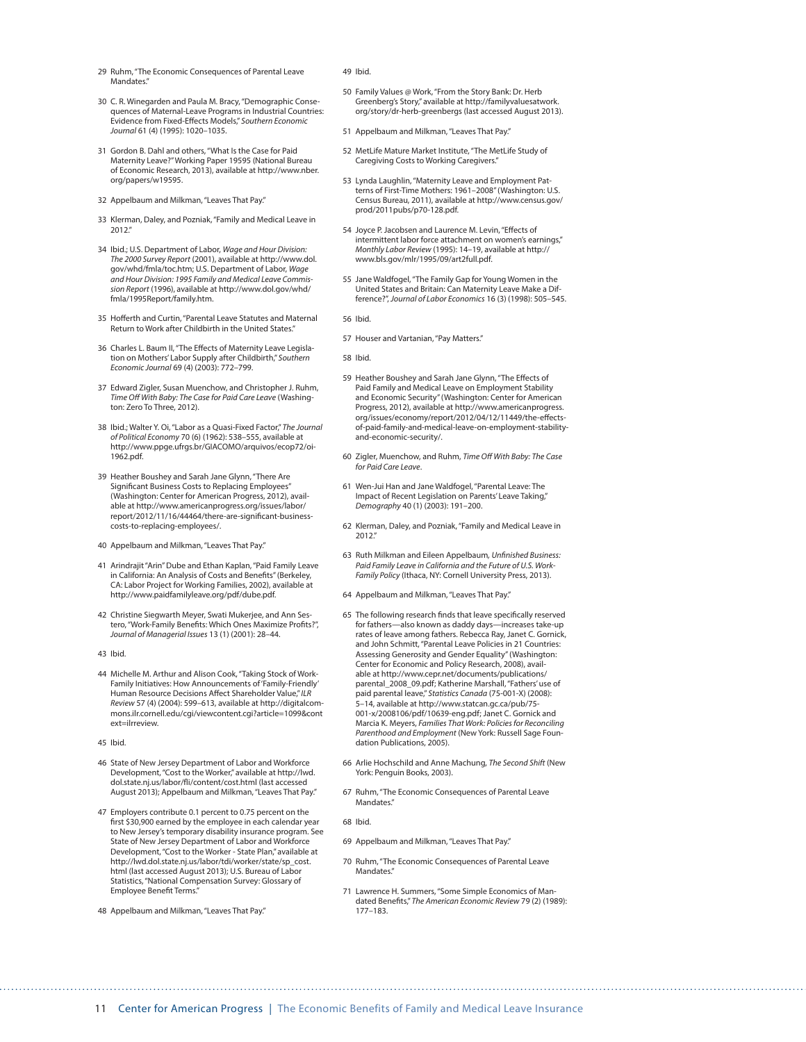29 Ruhm, "The Economic Consequences of Parental Leave Mandates."

30 C. R. Winegarden and Paula M. Bracy, "Demographic Consequences of Maternal-Leave Programs in Industrial Countries: Evidence from Fixed-Effects Models," *Southern Economic Journal* 61 (4) (1995): 1020–1035.

31 Gordon B. Dahl and others, "What Is the Case for Paid Maternity Leave?" Working Paper 19595 (National Bureau of Economic Research, 2013), available at http://www.nber.org/papers/w19595.

32 Appelbaum and Milkman, "Leaves That Pay."

33 Klerman, Daley, and Pozniak, "Family and Medical Leave in 2012."

34 Ibid.; U.S. Department of Labor, *Wage and Hour Division: The 2000 Survey Report* (2001), available at http://www.dol.gov/whd/fmla/toc.htm; U.S. Department of Labor, *Wage and Hour Division: 1995 Family and Medical Leave Commission Report* (1996), available at http://www.dol.gov/whd/fmla/1995Report/family.htm.

35 Hofferth and Curtin, "Parental Leave Statutes and Maternal Return to Work after Childbirth in the United States."

36 Charles L. Baum II, "The Effects of Maternity Leave Legislation on Mothers' Labor Supply after Childbirth," *Southern Economic Journal* 69 (4) (2003): 772–799.

37 Edward Zigler, Susan Muenchow, and Christopher J. Ruhm, *Time Off With Baby: The Case for Paid Care Leave* (Washington: Zero To Three, 2012).

38 Ibid.; Walter Y. Oi, "Labor as a Quasi-Fixed Factor," *The Journal of Political Economy* 70 (6) (1962): 538–555, available at http://www.ppge.ufrgs.br/GIACOMO/arquivos/ecop72/oi-1962.pdf.

39 Heather Boushey and Sarah Jane Glynn, "There Are Significant Business Costs to Replacing Employees" (Washington: Center for American Progress, 2012), available at http://www.americanprogress.org/issues/labor/report/2012/11/16/44464/there-are-significant-business-costs-to-replacing-employees/.

40 Appelbaum and Milkman, "Leaves That Pay."

41 Arindrajit "Arin" Dube and Ethan Kaplan, "Paid Family Leave in California: An Analysis of Costs and Benefits" (Berkeley, CA: Labor Project for Working Families, 2002), available at http://www.paidfamilyleave.org/pdf/dube.pdf.

42 Christine Siegwarth Meyer, Swati Mukerjee, and Ann Sestero, "Work-Family Benefits: Which Ones Maximize Profits?", *Journal of Managerial Issues* 13 (1) (2001): 28–44.

43 Ibid.

44 Michelle M. Arthur and Alison Cook, "Taking Stock of Work-Family Initiatives: How Announcements of 'Family-Friendly' Human Resource Decisions Affect Shareholder Value," *ILR Review* 57 (4) (2004): 599–613, available at http://digitalcommons.ilr.cornell.edu/cgi/viewcontent.cgi?article=1099&context=ilrreview.

45 Ibid.

46 State of New Jersey Department of Labor and Workforce Development, "Cost to the Worker," available at http://lwd.dol.state.nj.us/labor/fli/content/cost.html (last accessed August 2013); Appelbaum and Milkman, "Leaves That Pay."

47 Employers contribute 0.1 percent to 0.75 percent on the first $30,900 earned by the employee in each calendar year to New Jersey's temporary disability insurance program. See State of New Jersey Department of Labor and Workforce Development, "Cost to the Worker - State Plan," available at http://lwd.dol.state.nj.us/labor/tdi/worker/state/sp_cost.html (last accessed August 2013); U.S. Bureau of Labor Statistics, "National Compensation Survey: Glossary of Employee Benefit Terms."

48 Appelbaum and Milkman, "Leaves That Pay."

49 Ibid.

50 Family Values @ Work, "From the Story Bank: Dr. Herb Greenberg's Story," available at http://familyvaluesatwork.org/story/dr-herb-greenbergs (last accessed August 2013).

51 Appelbaum and Milkman, "Leaves That Pay."

52 MetLife Mature Market Institute, "The MetLife Study of Caregiving Costs to Working Caregivers."

53 Lynda Laughlin, "Maternity Leave and Employment Patterns of First-Time Mothers: 1961–2008" (Washington: U.S. Census Bureau, 2011), available at http://www.census.gov/prod/2011pubs/p70-128.pdf.

54 Joyce P. Jacobsen and Laurence M. Levin, "Effects of intermittent labor force attachment on women's earnings," *Monthly Labor Review* (1995): 14–19, available at http://www.bls.gov/mlr/1995/09/art2full.pdf.

55 Jane Waldfogel, "The Family Gap for Young Women in the United States and Britain: Can Maternity Leave Make a Difference?", *Journal of Labor Economics* 16 (3) (1998): 505–545.

56 Ibid.

57 Houser and Vartanian, "Pay Matters."

58 Ibid.

59 Heather Boushey and Sarah Jane Glynn, "The Effects of Paid Family and Medical Leave on Employment Stability and Economic Security" (Washington: Center for American Progress, 2012), available at http://www.americanprogress.org/issues/economy/report/2012/04/12/11449/the-effects-of-paid-family-and-medical-leave-on-employment-stability-and-economic-security/.

60 Zigler, Muenchow, and Ruhm, *Time Off With Baby: The Case for Paid Care Leave*.

61 Wen-Jui Han and Jane Waldfogel, "Parental Leave: The Impact of Recent Legislation on Parents' Leave Taking," *Demography* 40 (1) (2003): 191–200.

62 Klerman, Daley, and Pozniak, "Family and Medical Leave in 2012."

63 Ruth Milkman and Eileen Appelbaum, *Unfinished Business: Paid Family Leave in California and the Future of U.S. Work-Family Policy* (Ithaca, NY: Cornell University Press, 2013).

64 Appelbaum and Milkman, "Leaves That Pay."

65 The following research finds that leave specifically reserved for fathers—also known as daddy days—increases take-up rates of leave among fathers. Rebecca Ray, Janet C. Gornick, and John Schmitt, "Parental Leave Policies in 21 Countries: Assessing Generosity and Gender Equality" (Washington: Center for Economic and Policy Research, 2008), available at http://www.cepr.net/documents/publications/parental_2008_09.pdf; Katherine Marshall, "Fathers' use of paid parental leave," *Statistics Canada* (75-001-X) (2008): 5–14, available at http://www.statcan.gc.ca/pub/75-001-x/2008106/pdf/10639-eng.pdf; Janet C. Gornick and Marcia K. Meyers, *Families That Work: Policies for Reconciling Parenthood and Employment* (New York: Russell Sage Foundation Publications, 2005).

66 Arlie Hochschild and Anne Machung, *The Second Shift* (New York: Penguin Books, 2003).

67 Ruhm, "The Economic Consequences of Parental Leave Mandates."

68 Ibid.

69 Appelbaum and Milkman, "Leaves That Pay."

70 Ruhm, "The Economic Consequences of Parental Leave Mandates."

71 Lawrence H. Summers, "Some Simple Economics of Mandated Benefits," *The American Economic Review* 79 (2) (1989): 177–183.